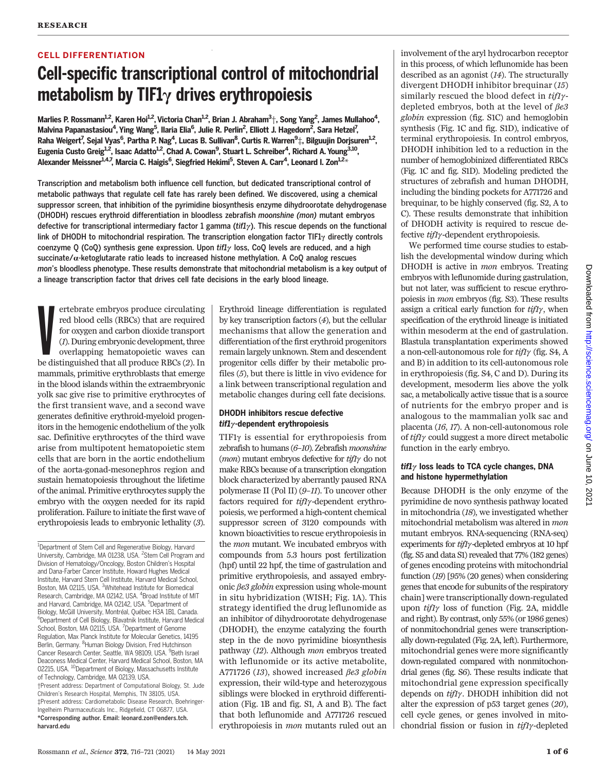CELL DIFFERENTIATION

# Cell-specific transcriptional control of mitochondrial metabolism by TIF1γ drives erythropoiesis

Marlies P. Rossmann[1,2], Karen Hoi[1,2], Victoria Chan[1,2], Brian J. Abraham[3]†, Song Yang[2], James Mullahoo[4], Malvina Papanastasiou[4], Ying Wang[5], Ilaria Elia[6], Julie R. Perlin[2], Elliott J. Hagedorn[2], Sara Hetzel[7], Raha Weigert[7], Sejal Vyas[6], Partha P. Nag[4], Lucas B. Sullivan[8], Curtis R. Warren[9]‡, Bilguujin Dorjsuren[1,2], Eugenia Custo Greig[1,2], Isaac Adatto[1,2], Chad A. Cowan[9], Stuart L. Schreiber[4], Richard A. Young[3,10], Alexander Meissner[1,4,7], Marcia C. Haigis[6], Siegfried Hekimi[5], Steven A. Carr[4], Leonard I. Zon[1,2]*

**Transcription and metabolism both influence cell function, but dedicated transcriptional control of metabolic pathways that regulate cell fate has rarely been defined. We discovered, using a chemical suppressor screen, that inhibition of the pyrimidine biosynthesis enzyme dihydroorotate dehydrogenase (DHODH) rescues erythroid differentiation in bloodless zebrafish *moonshine (mon)* mutant embryos defective for transcriptional intermediary factor 1 gamma (*tif1γ*). This rescue depends on the functional link of DHODH to mitochondrial respiration. The transcription elongation factor TIF1γ directly controls coenzyme Q (CoQ) synthesis gene expression. Upon *tif1γ* loss, CoQ levels are reduced, and a high succinate/α-ketoglutarate ratio leads to increased histone methylation. A CoQ analog rescues *mon*'s bloodless phenotype. These results demonstrate that mitochondrial metabolism is a key output of a lineage transcription factor that drives cell fate decisions in the early blood lineage.**

Vertebrate embryos produce circulating red blood cells (RBCs) that are required for oxygen and carbon dioxide transport (*1*). During embryonic development, three overlapping hematopoietic waves can be distinguished that all produce RBCs (*2*). In mammals, primitive erythroblasts that emerge in the blood islands within the extraembryonic yolk sac give rise to primitive erythrocytes of the first transient wave, and a second wave generates definitive erythroid-myeloid progenitors in the hemogenic endothelium of the yolk sac. Definitive erythrocytes of the third wave arise from multipotent hematopoietic stem cells that are born in the aortic endothelium of the aorta-gonad-mesonephros region and sustain hematopoiesis throughout the lifetime of the animal. Primitive erythrocytes supply the embryo with the oxygen needed for its rapid proliferation. Failure to initiate the first wave of erythropoiesis leads to embryonic lethality (*3*).

Erythroid lineage differentiation is regulated by key transcription factors (*4*), but the cellular mechanisms that allow the generation and differentiation of the first erythroid progenitors remain largely unknown. Stem and descendent progenitor cells differ by their metabolic profiles (*5*), but there is little in vivo evidence for a link between transcriptional regulation and metabolic changes during cell fate decisions.

## DHODH inhibitors rescue defective *tif1γ*-dependent erythropoiesis

TIF1γ is essential for erythropoiesis from zebrafish to humans (*6*–*10*). Zebrafish *moonshine* (*mon*) mutant embryos defective for *tif1γ* do not make RBCs because of a transcription elongation block characterized by aberrantly paused RNA polymerase II (Pol II) (*9*–*11*). To uncover other factors required for *tif1γ*-dependent erythropoiesis, we performed a high-content chemical suppressor screen of 3120 compounds with known bioactivities to rescue erythropoiesis in the *mon* mutant. We incubated embryos with compounds from 5.3 hours post fertilization (hpf) until 22 hpf, the time of gastrulation and primitive erythropoiesis, and assayed embryonic *βe3 globin* expression using whole-mount in situ hybridization (WISH; Fig. 1A). This strategy identified the drug leflunomide as an inhibitor of dihydroorotate dehydrogenase (DHODH), the enzyme catalyzing the fourth step in the de novo pyrimidine biosynthesis pathway (*12*). Although *mon* embryos treated with leflunomide or its active metabolite, A771726 (*13*), showed increased *βe3 globin* expression, their wild-type and heterozygous siblings were blocked in erythroid differentiation (Fig. 1B and fig. S1, A and B). The fact that both leflunomide and A771726 rescued erythropoiesis in *mon* mutants ruled out an involvement of the aryl hydrocarbon receptor in this process, of which leflunomide has been described as an agonist (*14*). The structurally divergent DHODH inhibitor brequinar (*15*) similarly rescued the blood defect in *tif1γ*-depleted embryos, both at the level of *βe3 globin* expression (fig. S1C) and hemoglobin synthesis (Fig. 1C and fig. S1D), indicative of terminal erythropoiesis. In control embryos, DHODH inhibition led to a reduction in the number of hemoglobinized differentiated RBCs (Fig. 1C and fig. S1D). Modeling predicted the structures of zebrafish and human DHODH, including the binding pockets for A771726 and brequinar, to be highly conserved (fig. S2, A to C). These results demonstrate that inhibition of DHODH activity is required to rescue defective *tif1γ*-dependent erythropoiesis.

We performed time course studies to establish the developmental window during which DHODH is active in *mon* embryos. Treating embryos with leflunomide during gastrulation, but not later, was sufficient to rescue erythropoiesis in *mon* embryos (fig. S3). These results assign a critical early function for *tif1γ*, when specification of the erythroid lineage is initiated within mesoderm at the end of gastrulation. Blastula transplantation experiments showed a non-cell-autonomous role for *tif1γ* (fig. S4, A and B) in addition to its cell-autonomous role in erythropoiesis (fig. S4, C and D). During its development, mesoderm lies above the yolk sac, a metabolically active tissue that is a source of nutrients for the embryo proper and is analogous to the mammalian yolk sac and placenta (*16*, *17*). A non-cell-autonomous role of *tif1γ* could suggest a more direct metabolic function in the early embryo.

## *tif1γ* loss leads to TCA cycle changes, DNA and histone hypermethylation

Because DHODH is the only enzyme of the pyrimidine de novo synthesis pathway located in mitochondria (*18*), we investigated whether mitochondrial metabolism was altered in *mon* mutant embryos. RNA-sequencing (RNA-seq) experiments for *tif1γ*-depleted embryos at 10 hpf (fig. S5 and data S1) revealed that 77% (182 genes) of genes encoding proteins with mitochondrial function (*19*) [95% (20 genes) when considering genes that encode for subunits of the respiratory chain] were transcriptionally down-regulated upon *tif1γ* loss of function (Fig. 2A, middle and right). By contrast, only 55% (or 1986 genes) of nonmitochondrial genes were transcriptionally down-regulated (Fig. 2A, left). Furthermore, mitochondrial genes were more significantly down-regulated compared with nonmitochondrial genes (fig. S6). These results indicate that mitochondrial gene expression specifically depends on *tif1γ*. DHODH inhibition did not alter the expression of p53 target genes (*20*), cell cycle genes, or genes involved in mitochondrial fission or fusion in *tif1γ*-depleted

[1]Department of Stem Cell and Regenerative Biology, Harvard University, Cambridge, MA 01238, USA. [2]Stem Cell Program and Division of Hematology/Oncology, Boston Children's Hospital and Dana-Farber Cancer Institute, Howard Hughes Medical Institute, Harvard Stem Cell Institute, Harvard Medical School, Boston, MA 02115, USA. [3]Whitehead Institute for Biomedical Research, Cambridge, MA 02142, USA. [4]Broad Institute of MIT and Harvard, Cambridge, MA 02142, USA. [5]Department of Biology, McGill University, Montréal, Québec H3A 1B1, Canada. [6]Department of Cell Biology, Blavatnik Institute, Harvard Medical School, Boston, MA 02115, USA. [7]Department of Genome Regulation, Max Planck Institute for Molecular Genetics, 14195 Berlin, Germany. [8]Human Biology Division, Fred Hutchinson Cancer Research Center, Seattle, WA 98109, USA. [9]Beth Israel Deaconess Medical Center, Harvard Medical School, Boston, MA 02215, USA. [10]Department of Biology, Massachusetts Institute of Technology, Cambridge, MA 02139, USA.
†Present address: Department of Computational Biology, St. Jude Children's Research Hospital, Memphis, TN 38105, USA.
‡Present address: Cardiometabolic Disease Research, Boehringer-Ingelheim Pharmaceuticals Inc., Ridgefield, CT 06877, USA.
*Corresponding author. Email: leonard.zon@enders.tch.harvard.edu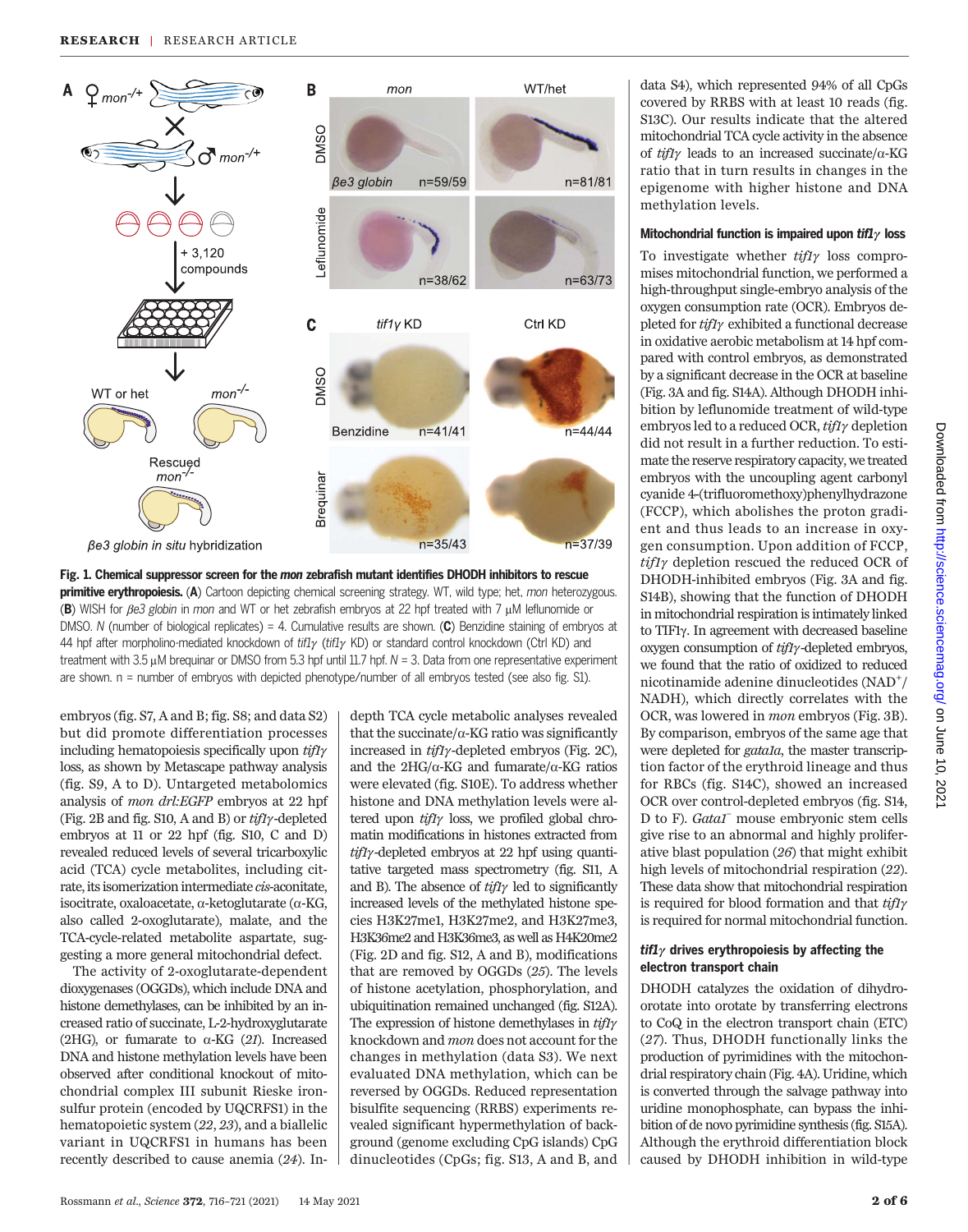Fig. 1. Chemical suppressor screen for the *mon* zebrafish mutant identifies DHODH inhibitors to rescue primitive erythropoiesis. (A) Cartoon depicting chemical screening strategy. WT, wild type; het, *mon* heterozygous. (B) WISH for *βe3 globin* in *mon* and WT or het zebrafish embryos at 22 hpf treated with 7 μM leflunomide or DMSO. N (number of biological replicates) = 4. Cumulative results are shown. (C) Benzidine staining of embryos at 44 hpf after morpholino-mediated knockdown of *tif1γ* (*tif1γ* KD) or standard control knockdown (Ctrl KD) and treatment with 3.5 μM brequinar or DMSO from 5.3 hpf until 11.7 hpf. N = 3. Data from one representative experiment are shown. n = number of embryos with depicted phenotype/number of all embryos tested (see also fig. S1).

embryos (fig. S7, A and B; fig. S8; and data S2) but did promote differentiation processes including hematopoiesis specifically upon *tif1γ* loss, as shown by Metascape pathway analysis (fig. S9, A to D). Untargeted metabolomics analysis of *mon drl:EGFP* embryos at 22 hpf (Fig. 2B and fig. S10, A and B) or *tif1γ*-depleted embryos at 11 or 22 hpf (fig. S10, C and D) revealed reduced levels of several tricarboxylic acid (TCA) cycle metabolites, including citrate, its isomerization intermediate *cis*-aconitate, isocitrate, oxaloacetate, α-ketoglutarate (α-KG, also called 2-oxoglutarate), malate, and the TCA-cycle-related metabolite aspartate, suggesting a more general mitochondrial defect.

The activity of 2-oxoglutarate-dependent dioxygenases (OGGDs), which include DNA and histone demethylases, can be inhibited by an increased ratio of succinate, L-2-hydroxyglutarate (2HG), or fumarate to α-KG (*21*). Increased DNA and histone methylation levels have been observed after conditional knockout of mitochondrial complex III subunit Rieske iron-sulfur protein (encoded by UQCRFS1) in the hematopoietic system (*22*, *23*), and a biallelic variant in UQCRFS1 in humans has been recently described to cause anemia (*24*). In-depth TCA cycle metabolic analyses revealed that the succinate/α-KG ratio was significantly increased in *tif1γ*-depleted embryos (Fig. 2C), and the 2HG/α-KG and fumarate/α-KG ratios were elevated (fig. S10E). To address whether histone and DNA methylation levels were altered upon *tif1γ* loss, we profiled global chromatin modifications in histones extracted from *tif1γ*-depleted embryos at 22 hpf using quantitative targeted mass spectrometry (fig. S11, A and B). The absence of *tif1γ* led to significantly increased levels of the methylated histone species H3K27me1, H3K27me2, and H3K27me3, H3K36me2 and H3K36me3, as well as H4K20me2 (Fig. 2D and fig. S12, A and B), modifications that are removed by OGGDs (*25*). The levels of histone acetylation, phosphorylation, and ubiquitination remained unchanged (fig. S12A). The expression of histone demethylases in *tif1γ* knockdown and *mon* does not account for the changes in methylation (data S3). We next evaluated DNA methylation, which can be reversed by OGGDs. Reduced representation bisulfite sequencing (RRBS) experiments revealed significant hypermethylation of background (genome excluding CpG islands) CpG dinucleotides (CpGs; fig. S13, A and B, and data S4), which represented 94% of all CpGs covered by RRBS with at least 10 reads (fig. S13C). Our results indicate that the altered mitochondrial TCA cycle activity in the absence of *tif1γ* leads to an increased succinate/α-KG ratio that in turn results in changes in the epigenome with higher histone and DNA methylation levels.

### Mitochondrial function is impaired upon *tif1γ* loss

To investigate whether *tif1γ* loss compromises mitochondrial function, we performed a high-throughput single-embryo analysis of the oxygen consumption rate (OCR). Embryos depleted for *tif1γ* exhibited a functional decrease in oxidative aerobic metabolism at 14 hpf compared with control embryos, as demonstrated by a significant decrease in the OCR at baseline (Fig. 3A and fig. S14A). Although DHODH inhibition by leflunomide treatment of wild-type embryos led to a reduced OCR, *tif1γ* depletion did not result in a further reduction. To estimate the reserve respiratory capacity, we treated embryos with the uncoupling agent carbonyl cyanide 4-(trifluoromethoxy)phenylhydrazone (FCCP), which abolishes the proton gradient and thus leads to an increase in oxygen consumption. Upon addition of FCCP, *tif1γ* depletion rescued the reduced OCR of DHODH-inhibited embryos (Fig. 3A and fig. S14B), showing that the function of DHODH in mitochondrial respiration is intimately linked to TIF1γ. In agreement with decreased baseline oxygen consumption of *tif1γ*-depleted embryos, we found that the ratio of oxidized to reduced nicotinamide adenine dinucleotides ($NAD^+$/NADH), which directly correlates with the OCR, was lowered in *mon* embryos (Fig. 3B). By comparison, embryos of the same age that were depleted for *gata1a*, the master transcription factor of the erythroid lineage and thus for RBCs (fig. S14C), showed an increased OCR over control-depleted embryos (fig. S14, D to F). *Gata1*[−] mouse embryonic stem cells give rise to an abnormal and highly proliferative blast population (*26*) that might exhibit high levels of mitochondrial respiration (*22*). These data show that mitochondrial respiration is required for blood formation and that *tif1γ* is required for normal mitochondrial function.

### *tif1γ* drives erythropoiesis by affecting the electron transport chain

DHODH catalyzes the oxidation of dihydroorotate into orotate by transferring electrons to CoQ in the electron transport chain (ETC) (*27*). Thus, DHODH functionally links the production of pyrimidines with the mitochondrial respiratory chain (Fig. 4A). Uridine, which is converted through the salvage pathway into uridine monophosphate, can bypass the inhibition of de novo pyrimidine synthesis (fig. S15A). Although the erythroid differentiation block caused by DHODH inhibition in wild-type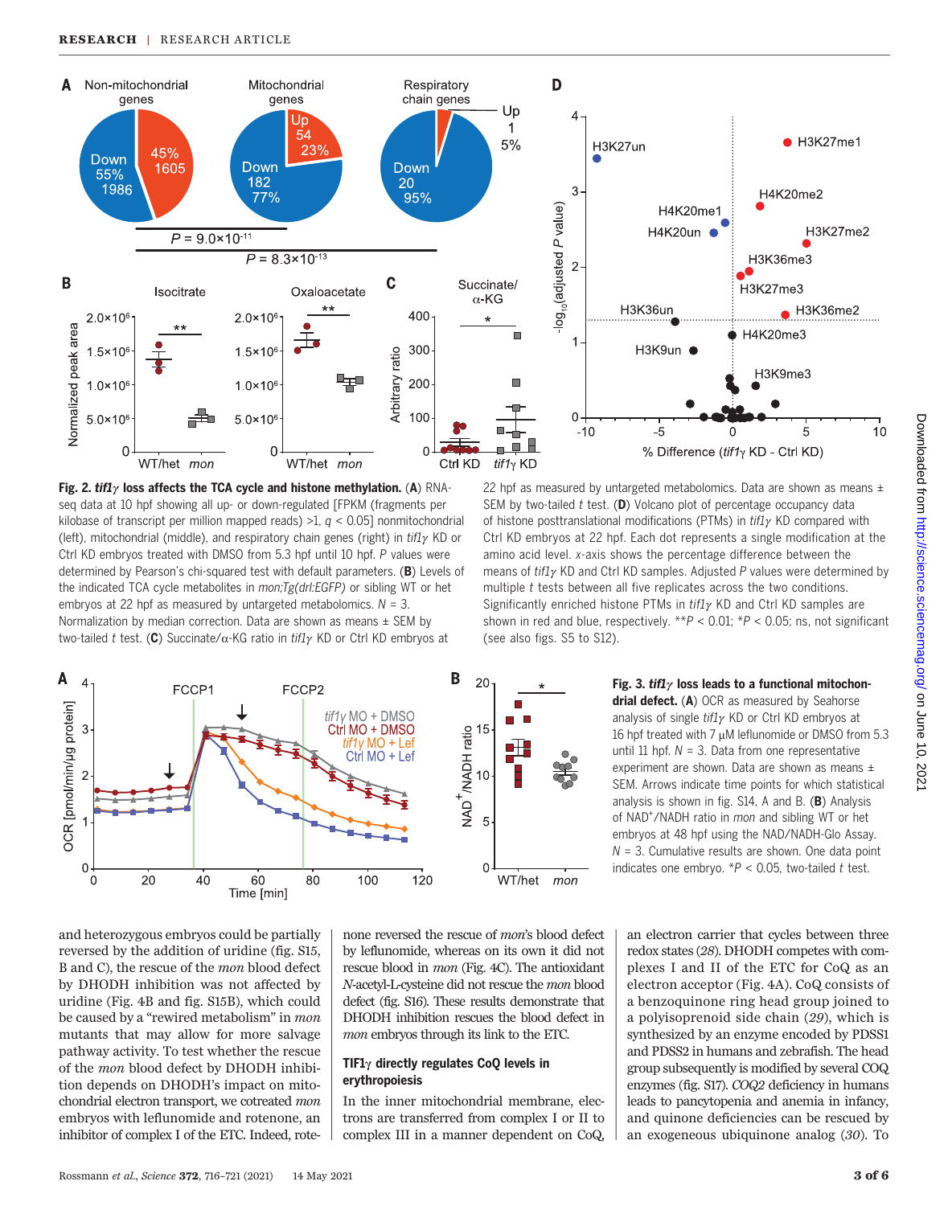**Fig. 2. *tif1γ* loss affects the TCA cycle and histone methylation.** (**A**) RNA-seq data at 10 hpf showing all up- or down-regulated [FPKM (fragments per kilobase of transcript per million mapped reads) >1, $q < 0.05$] nonmitochondrial (left), mitochondrial (middle), and respiratory chain genes (right) in *tif1γ* KD or Ctrl KD embryos treated with DMSO from 5.3 hpf until 10 hpf. *P* values were determined by Pearson's chi-squared test with default parameters. (**B**) Levels of the indicated TCA cycle metabolites in *mon;Tg(drl:EGFP)* or sibling WT or het embryos at 22 hpf as measured by untargeted metabolomics. $N = 3$. Normalization by median correction. Data are shown as means ± SEM by two-tailed *t* test. (**C**) Succinate/α-KG ratio in *tif1γ* KD or Ctrl KD embryos at 22 hpf as measured by untargeted metabolomics. Data are shown as means ± SEM by two-tailed *t* test. (**D**) Volcano plot of percentage occupancy data of histone posttranslational modifications (PTMs) in *tif1γ* KD compared with Ctrl KD embryos at 22 hpf. Each dot represents a single modification at the amino acid level. *x*-axis shows the percentage difference between the means of *tif1γ* KD and Ctrl KD samples. Adjusted *P* values were determined by multiple *t* tests between all five replicates across the two conditions. Significantly enriched histone PTMs in *tif1γ* KD and Ctrl KD samples are shown in red and blue, respectively. $^{**}P < 0.01$; $^{*}P < 0.05$; ns, not significant (see also figs. S5 to S12).

**Fig. 3. *tif1γ* loss leads to a functional mitochondrial defect.** (**A**) OCR as measured by Seahorse analysis of single *tif1γ* KD or Ctrl KD embryos at 16 hpf treated with 7 μM leflunomide or DMSO from 5.3 until 11 hpf. $N = 3$. Data from one representative experiment are shown. Data are shown as means ± SEM. Arrows indicate time points for which statistical analysis is shown in fig. S14, A and B. (**B**) Analysis of $NAD^+$/NADH ratio in *mon* and sibling WT or het embryos at 48 hpf using the NAD/NADH-Glo Assay. $N = 3$. Cumulative results are shown. One data point indicates one embryo. $^{*}P < 0.05$, two-tailed *t* test.

and heterozygous embryos could be partially reversed by the addition of uridine (fig. S15, B and C), the rescue of the *mon* blood defect by DHODH inhibition was not affected by uridine (Fig. 4B and fig. S15B), which could be caused by a "rewired metabolism" in *mon* mutants that may allow for more salvage pathway activity. To test whether the rescue of the *mon* blood defect by DHODH inhibition depends on DHODH's impact on mitochondrial electron transport, we cotreated *mon* embryos with leflunomide and rotenone, an inhibitor of complex I of the ETC. Indeed, rotenone reversed the rescue of *mon*'s blood defect by leflunomide, whereas on its own it did not rescue blood in *mon* (Fig. 4C). The antioxidant *N*-acetyl-L-cysteine did not rescue the *mon* blood defect (fig. S16). These results demonstrate that DHODH inhibition rescues the blood defect in *mon* embryos through its link to the ETC.

### TIF1γ directly regulates CoQ levels in erythropoiesis

In the inner mitochondrial membrane, electrons are transferred from complex I or II to complex III in a manner dependent on CoQ, an electron carrier that cycles between three redox states (*28*). DHODH competes with complexes I and II of the ETC for CoQ as an electron acceptor (Fig. 4A). CoQ consists of a benzoquinone ring head group joined to a polyisoprenoid side chain (*29*), which is synthesized by an enzyme encoded by PDSS1 and PDSS2 in humans and zebrafish. The head group subsequently is modified by several COQ enzymes (fig. S17). *COQ2* deficiency in humans leads to pancytopenia and anemia in infancy, and quinone deficiencies can be rescued by an exogeneous ubiquinone analog (*30*). To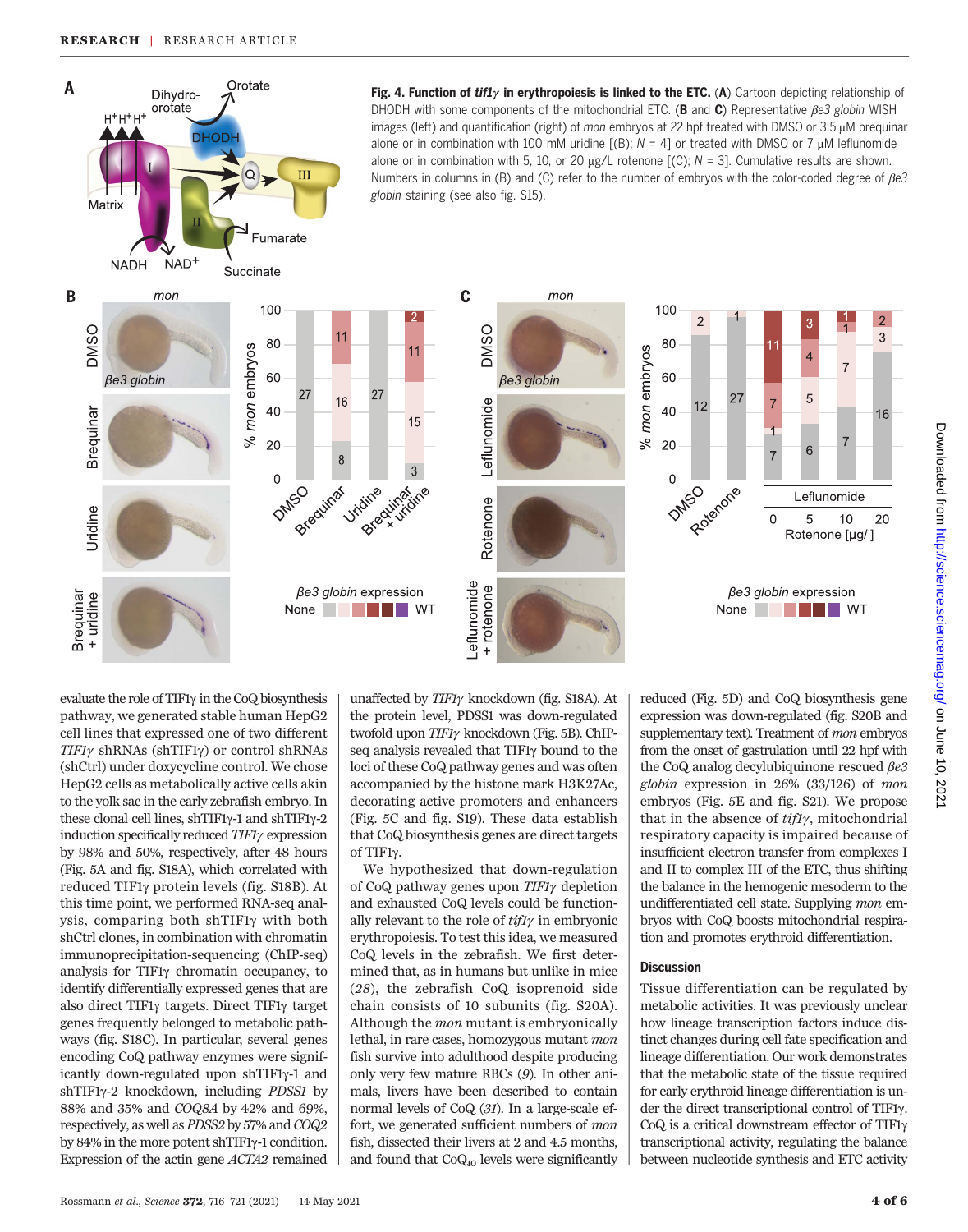**Fig. 4. Function of *tif1γ* in erythropoiesis is linked to the ETC.** (**A**) Cartoon depicting relationship of DHODH with some components of the mitochondrial ETC. (**B** and **C**) Representative *βe3 globin* WISH images (left) and quantification (right) of *mon* embryos at 22 hpf treated with DMSO or 3.5 μM brequinar alone or in combination with 100 mM uridine [(B); *N* = 4] or treated with DMSO or 7 μM leflunomide alone or in combination with 5, 10, or 20 μg/L rotenone [(C); *N* = 3]. Cumulative results are shown. Numbers in columns in (B) and (C) refer to the number of embryos with the color-coded degree of *βe3 globin* staining (see also fig. S15).

evaluate the role of TIF1γ in the CoQ biosynthesis pathway, we generated stable human HepG2 cell lines that expressed one of two different *TIF1γ* shRNAs (shTIF1γ) or control shRNAs (shCtrl) under doxycycline control. We chose HepG2 cells as metabolically active cells akin to the yolk sac in the early zebrafish embryo. In these clonal cell lines, shTIF1γ-1 and shTIF1γ-2 induction specifically reduced *TIF1γ* expression by 98% and 50%, respectively, after 48 hours (Fig. 5A and fig. S18A), which correlated with reduced TIF1γ protein levels (fig. S18B). At this time point, we performed RNA-seq analysis, comparing both shTIF1γ with both shCtrl clones, in combination with chromatin immunoprecipitation–sequencing (ChIP-seq) analysis for TIF1γ chromatin occupancy, to identify differentially expressed genes that are also direct TIF1γ targets. Direct TIF1γ target genes frequently belonged to metabolic pathways (fig. S18C). In particular, several genes encoding CoQ pathway enzymes were significantly down-regulated upon shTIF1γ-1 and shTIF1γ-2 knockdown, including *PDSS1* by 88% and 35% and *COQ8A* by 42% and 69%, respectively, as well as *PDSS2* by 57% and *COQ2* by 84% in the more potent shTIF1γ-1 condition. Expression of the actin gene *ACTA2* remained unaffected by *TIF1γ* knockdown (fig. S18A). At the protein level, PDSS1 was down-regulated twofold upon *TIF1γ* knockdown (Fig. 5B). ChIP-seq analysis revealed that TIF1γ bound to the loci of these CoQ pathway genes and was often accompanied by the histone mark H3K27Ac, decorating active promoters and enhancers (Fig. 5C and fig. S19). These data establish that CoQ biosynthesis genes are direct targets of TIF1γ.

We hypothesized that down-regulation of CoQ pathway genes upon *TIF1γ* depletion and exhausted CoQ levels could be functionally relevant to the role of *tif1γ* in embryonic erythropoiesis. To test this idea, we measured CoQ levels in the zebrafish. We first determined that, as in humans but unlike in mice (*28*), the zebrafish CoQ isoprenoid side chain consists of 10 subunits (fig. S20A). Although the *mon* mutant is embryonically lethal, in rare cases, homozygous mutant *mon* fish survive into adulthood despite producing only very few mature RBCs (*9*). In other animals, livers have been described to contain normal levels of CoQ (*31*). In a large-scale effort, we generated sufficient numbers of *mon* fish, dissected their livers at 2 and 4.5 months, and found that $CoQ_{10}$ levels were significantly reduced (Fig. 5D) and CoQ biosynthesis gene expression was down-regulated (fig. S20B and supplementary text). Treatment of *mon* embryos from the onset of gastrulation until 22 hpf with the CoQ analog decylubiquinone rescued *βe3 globin* expression in 26% (33/126) of *mon* embryos (Fig. 5E and fig. S21). We propose that in the absence of *tif1γ*, mitochondrial respiratory capacity is impaired because of insufficient electron transfer from complexes I and II to complex III of the ETC, thus shifting the balance in the hemogenic mesoderm to the undifferentiated cell state. Supplying *mon* embryos with CoQ boosts mitochondrial respiration and promotes erythroid differentiation.

## Discussion

Tissue differentiation can be regulated by metabolic activities. It was previously unclear how lineage transcription factors induce distinct changes during cell fate specification and lineage differentiation. Our work demonstrates that the metabolic state of the tissue required for early erythroid lineage differentiation is under the direct transcriptional control of TIF1γ. CoQ is a critical downstream effector of TIF1γ transcriptional activity, regulating the balance between nucleotide synthesis and ETC activity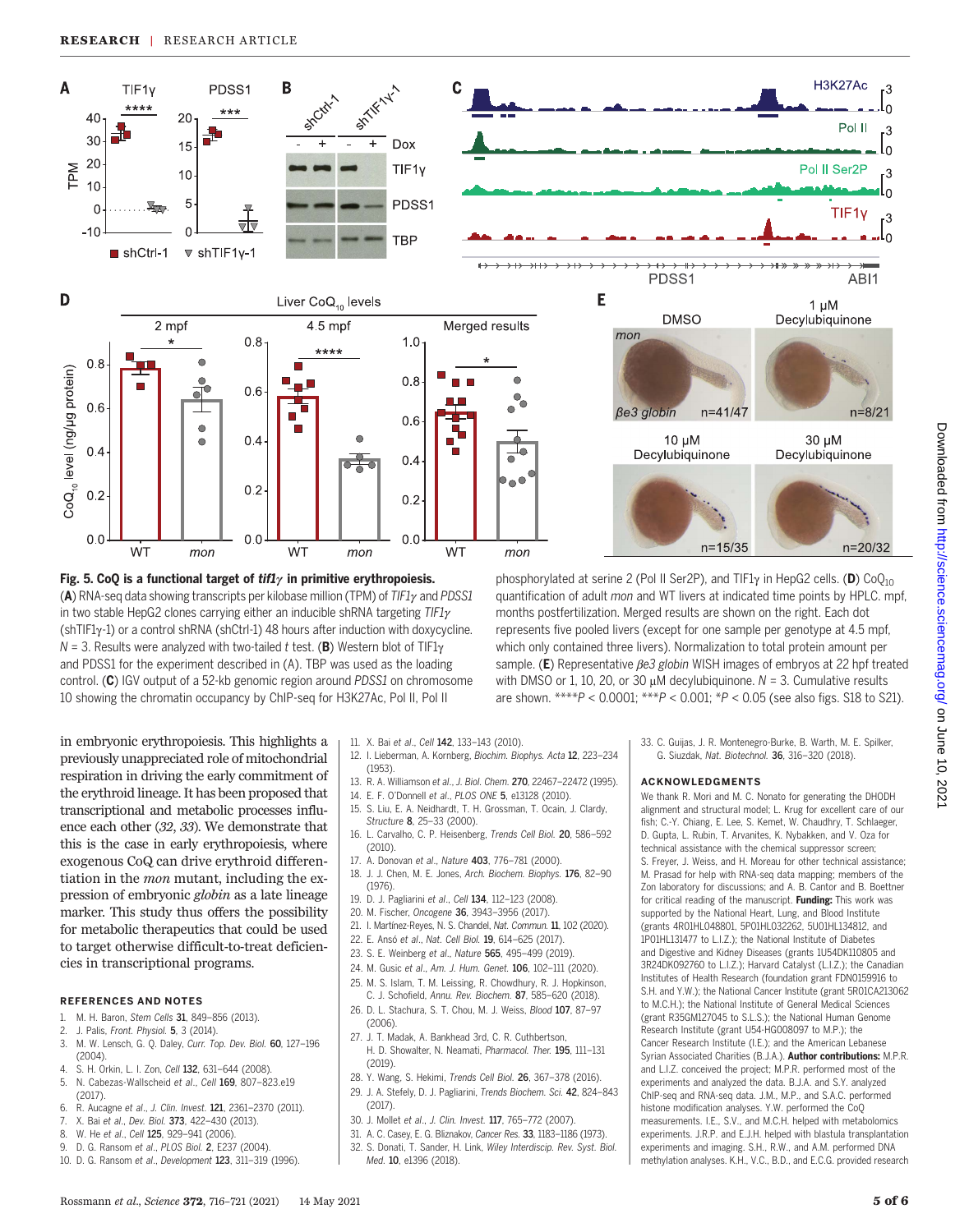**Fig. 5. CoQ is a functional target of *tif1γ* in primitive erythropoiesis.** (**A**) RNA-seq data showing transcripts per kilobase million (TPM) of *TIF1γ* and *PDSS1* in two stable HepG2 clones carrying either an inducible shRNA targeting *TIF1γ* (shTIF1γ-1) or a control shRNA (shCtrl-1) 48 hours after induction with doxycycline. $N = 3$. Results were analyzed with two-tailed *t* test. (**B**) Western blot of TIF1γ and PDSS1 for the experiment described in (A). TBP was used as the loading control. (**C**) IGV output of a 52-kb genomic region around *PDSS1* on chromosome 10 showing the chromatin occupancy by ChIP-seq for H3K27Ac, Pol II, Pol II phosphorylated at serine 2 (Pol II Ser2P), and TIF1γ in HepG2 cells. (**D**) $CoQ_{10}$ quantification of adult *mon* and WT livers at indicated time points by HPLC. mpf, months postfertilization. Merged results are shown on the right. Each dot represents five pooled livers (except for one sample per genotype at 4.5 mpf, which only contained three livers). Normalization to total protein amount per sample. (**E**) Representative *βe3 globin* WISH images of embryos at 22 hpf treated with DMSO or 1, 10, 20, or 30 μM decylubiquinone. $N = 3$. Cumulative results are shown. \*\*\*\*$P < 0.0001$; \*\*\*$P < 0.001$; \*$P < 0.05$ (see also figs. S18 to S21).

in embryonic erythropoiesis. This highlights a previously unappreciated role of mitochondrial respiration in driving the early commitment of the erythroid lineage. It has been proposed that transcriptional and metabolic processes influence each other (*32*, *33*). We demonstrate that this is the case in early erythropoiesis, where exogenous CoQ can drive erythroid differentiation in the *mon* mutant, including the expression of embryonic *globin* as a late lineage marker. This study thus offers the possibility for metabolic therapeutics that could be used to target otherwise difficult-to-treat deficiencies in transcriptional programs.

## REFERENCES AND NOTES

1. M. H. Baron, *Stem Cells* **31**, 849–856 (2013).
2. J. Palis, *Front. Physiol.* **5**, 3 (2014).
3. M. W. Lensch, G. Q. Daley, *Curr. Top. Dev. Biol.* **60**, 127–196 (2004).
4. S. H. Orkin, L. I. Zon, *Cell* **132**, 631–644 (2008).
5. N. Cabezas-Wallscheid *et al.*, *Cell* **169**, 807–823.e19 (2017).
6. R. Aucagne *et al.*, *J. Clin. Invest.* **121**, 2361–2370 (2011).
7. X. Bai *et al.*, *Dev. Biol.* **373**, 422–430 (2013).
8. W. He *et al.*, *Cell* **125**, 929–941 (2006).
9. D. G. Ransom *et al.*, *PLOS Biol.* **2**, E237 (2004).
10. D. G. Ransom *et al.*, *Development* **123**, 311–319 (1996).
11. X. Bai *et al.*, *Cell* **142**, 133–143 (2010).
12. I. Lieberman, A. Kornberg, *Biochim. Biophys. Acta* **12**, 223–234 (1953).
13. R. A. Williamson *et al.*, *J. Biol. Chem.* **270**, 22467–22472 (1995).
14. E. F. O'Donnell *et al.*, *PLOS ONE* **5**, e13128 (2010).
15. S. Liu, E. A. Neidhardt, T. H. Grossman, T. Ocain, J. Clardy, *Structure* **8**, 25–33 (2000).
16. L. Carvalho, C. P. Heisenberg, *Trends Cell Biol.* **20**, 586–592 (2010).
17. A. Donovan *et al.*, *Nature* **403**, 776–781 (2000).
18. J. J. Chen, M. E. Jones, *Arch. Biochem. Biophys.* **176**, 82–90 (1976).
19. D. J. Pagliarini *et al.*, *Cell* **134**, 112–123 (2008).
20. M. Fischer, *Oncogene* **36**, 3943–3956 (2017).
21. I. Martínez-Reyes, N. S. Chandel, *Nat. Commun.* **11**, 102 (2020).
22. E. Ansó *et al.*, *Nat. Cell Biol.* **19**, 614–625 (2017).
23. S. E. Weinberg *et al.*, *Nature* **565**, 495–499 (2019).
24. M. Gusic *et al.*, *Am. J. Hum. Genet.* **106**, 102–111 (2020).
25. M. S. Islam, T. M. Leissing, R. Chowdhury, R. J. Hopkinson, C. J. Schofield, *Annu. Rev. Biochem.* **87**, 585–620 (2018).
26. D. L. Stachura, S. T. Chou, M. J. Weiss, *Blood* **107**, 87–97 (2006).
27. J. T. Madak, A. Bankhead 3rd, C. R. Cuthbertson, H. D. Showalter, N. Neamati, *Pharmacol. Ther.* **195**, 111–131 (2019).
28. Y. Wang, S. Hekimi, *Trends Cell Biol.* **26**, 367–378 (2016).
29. J. A. Stefely, D. J. Pagliarini, *Trends Biochem. Sci.* **42**, 824–843 (2017).
30. J. Mollet *et al.*, *J. Clin. Invest.* **117**, 765–772 (2007).
31. A. C. Casey, E. G. Bliznakov, *Cancer Res.* **33**, 1183–1186 (1973).
32. S. Donati, T. Sander, H. Link, *Wiley Interdiscip. Rev. Syst. Biol. Med.* **10**, e1396 (2018).
33. C. Guijas, J. R. Montenegro-Burke, B. Warth, M. E. Spilker, G. Siuzdak, *Nat. Biotechnol.* **36**, 316–320 (2018).

## ACKNOWLEDGMENTS

We thank R. Mori and M. C. Nonato for generating the DHODH alignment and structural model; L. Krug for excellent care of our fish; C.-Y. Chiang, E. Lee, S. Kemet, W. Chaudhry, T. Schlaeger, D. Gupta, L. Rubin, T. Arvanites, K. Nybakken, and V. Oza for technical assistance with the chemical suppressor screen; S. Freyer, J. Weiss, and H. Moreau for other technical assistance; M. Prasad for help with RNA-seq data mapping; members of the Zon laboratory for discussions; and A. B. Cantor and B. Boettner for critical reading of the manuscript. **Funding:** This work was supported by the National Heart, Lung, and Blood Institute (grants 4R01HL048801, 5P01HL032262, 5U01HL134812, and 1P01HL131477 to L.I.Z.); the National Institute of Diabetes and Digestive and Kidney Diseases (grants 1U54DK110805 and 3R24DK092760 to L.I.Z.); Harvard Catalyst (L.I.Z.); the Canadian Institutes of Health Research (foundation grant FDN0159916 to S.H. and Y.W.); the National Cancer Institute (grant 5R01CA213062 to M.C.H.); the National Institute of General Medical Sciences (grant R35GM127045 to S.L.S.); the National Human Genome Research Institute (grant U54-HG008097 to M.P.); the Cancer Research Institute (I.E.); and the American Lebanese Syrian Associated Charities (B.J.A.). **Author contributions:** M.P.R. and L.I.Z. conceived the project; M.P.R. performed most of the experiments and analyzed the data. B.J.A. and S.Y. analyzed ChIP-seq and RNA-seq data. J.M., M.P., and S.A.C. performed histone modification analyses. Y.W. performed the CoQ measurements. I.E., S.V., and M.C.H. helped with metabolomics experiments. J.R.P. and E.J.H. helped with blastula transplantation experiments and imaging. S.H., R.W., and A.M. performed DNA methylation analyses. K.H., V.C., B.D., and E.C.G. provided research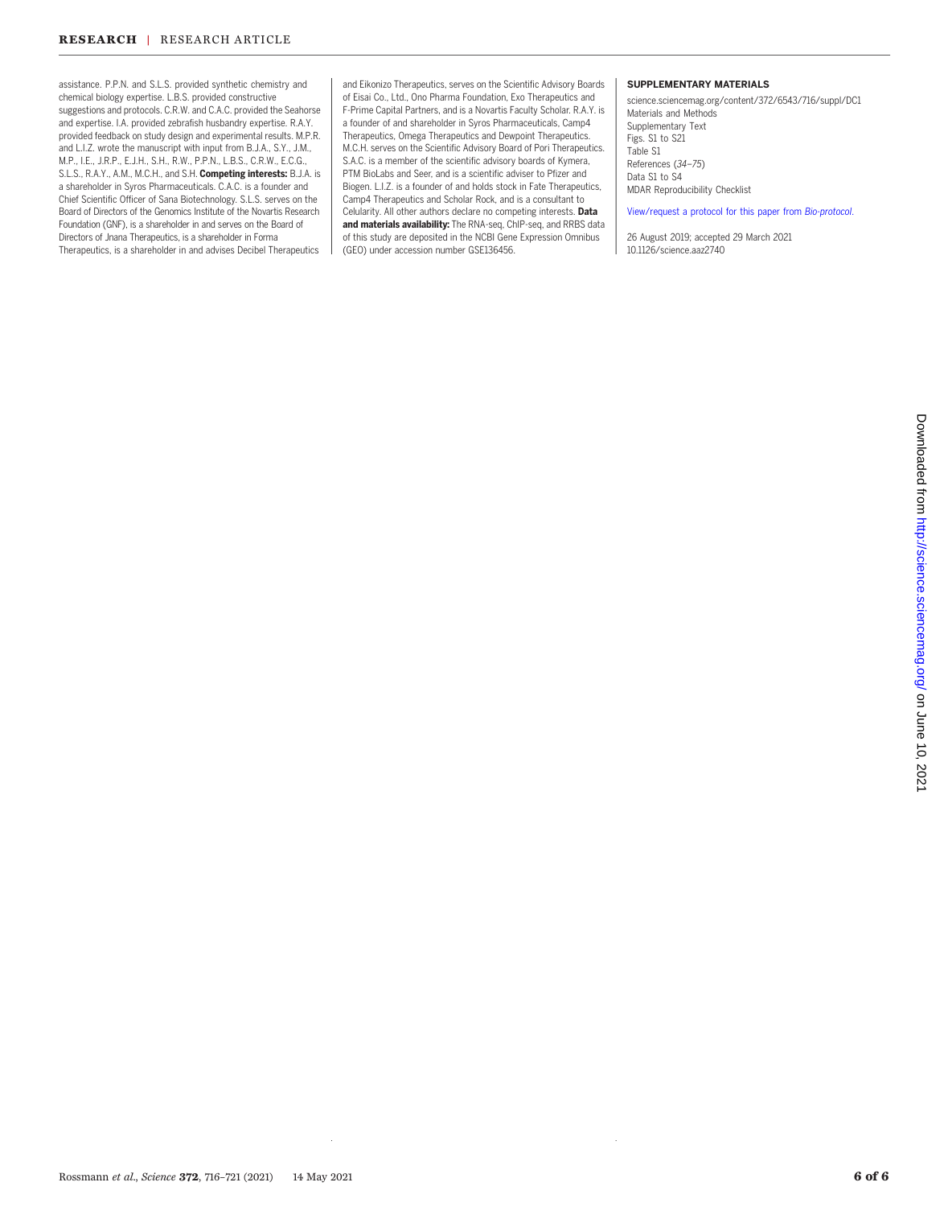assistance. P.P.N. and S.L.S. provided synthetic chemistry and chemical biology expertise. L.B.S. provided constructive suggestions and protocols. C.R.W. and C.A.C. provided the Seahorse and expertise. I.A. provided zebrafish husbandry expertise. R.A.Y. provided feedback on study design and experimental results. M.P.R. and L.I.Z. wrote the manuscript with input from B.J.A., S.Y., J.M., M.P., I.E., J.R.P., E.J.H., S.H., R.W., P.P.N., L.B.S., C.R.W., E.C.G., S.L.S., R.A.Y., A.M., M.C.H., and S.H. **Competing interests:** B.J.A. is a shareholder in Syros Pharmaceuticals. C.A.C. is a founder and Chief Scientific Officer of Sana Biotechnology. S.L.S. serves on the Board of Directors of the Genomics Institute of the Novartis Research Foundation (GNF), is a shareholder in and serves on the Board of Directors of Jnana Therapeutics, is a shareholder in Forma Therapeutics, is a shareholder in and advises Decibel Therapeutics and Eikonizo Therapeutics, serves on the Scientific Advisory Boards of Eisai Co., Ltd., Ono Pharma Foundation, Exo Therapeutics and F-Prime Capital Partners, and is a Novartis Faculty Scholar. R.A.Y. is a founder of and shareholder in Syros Pharmaceuticals, Camp4 Therapeutics, Omega Therapeutics and Dewpoint Therapeutics. M.C.H. serves on the Scientific Advisory Board of Pori Therapeutics. S.A.C. is a member of the scientific advisory boards of Kymera, PTM BioLabs and Seer, and is a scientific adviser to Pfizer and Biogen. L.I.Z. is a founder of and holds stock in Fate Therapeutics, Camp4 Therapeutics and Scholar Rock, and is a consultant to Celularity. All other authors declare no competing interests. **Data and materials availability:** The RNA-seq, ChIP-seq, and RRBS data of this study are deposited in the NCBI Gene Expression Omnibus (GEO) under accession number GSE136456.

## SUPPLEMENTARY MATERIALS

science.sciencemag.org/content/372/6543/716/suppl/DC1
Materials and Methods
Supplementary Text
Figs. S1 to S21
Table S1
References (*34*–*75*)
Data S1 to S4
MDAR Reproducibility Checklist

View/request a protocol for this paper from *Bio-protocol*.

26 August 2019; accepted 29 March 2021
10.1126/science.aaz2740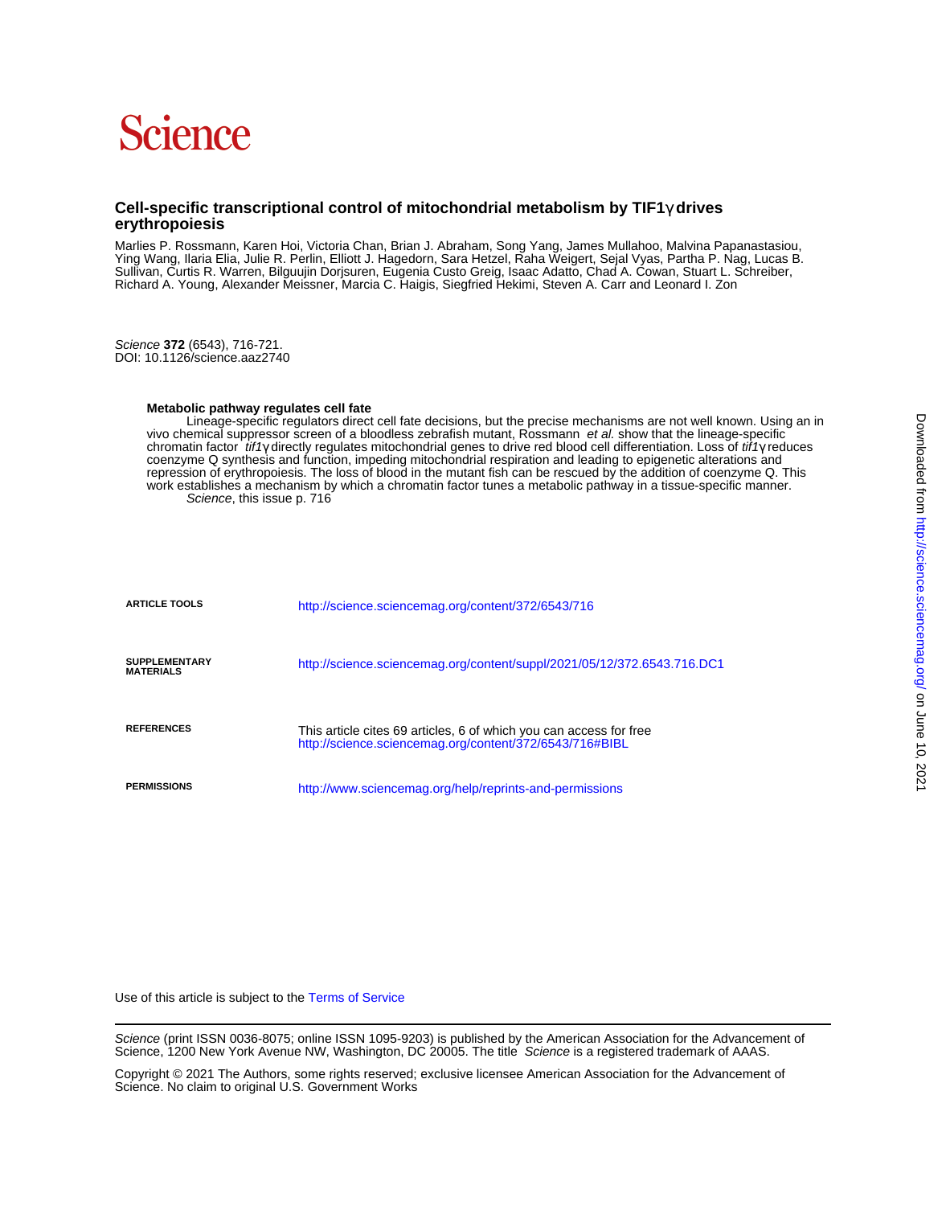# Science

## Cell-specific transcriptional control of mitochondrial metabolism by TIF1γ drives erythropoiesis

Marlies P. Rossmann, Karen Hoi, Victoria Chan, Brian J. Abraham, Song Yang, James Mullahoo, Malvina Papanastasiou, Ying Wang, Ilaria Elia, Julie R. Perlin, Elliott J. Hagedorn, Sara Hetzel, Raha Weigert, Sejal Vyas, Partha P. Nag, Lucas B. Sullivan, Curtis R. Warren, Bilguujin Dorjsuren, Eugenia Custo Greig, Isaac Adatto, Chad A. Cowan, Stuart L. Schreiber, Richard A. Young, Alexander Meissner, Marcia C. Haigis, Siegfried Hekimi, Steven A. Carr and Leonard I. Zon

*Science* **372** (6543), 716-721.
DOI: 10.1126/science.aaz2740

**Metabolic pathway regulates cell fate**

Lineage-specific regulators direct cell fate decisions, but the precise mechanisms are not well known. Using an in vivo chemical suppressor screen of a bloodless zebrafish mutant, Rossmann *et al.* show that the lineage-specific chromatin factor *tif1γ* directly regulates mitochondrial genes to drive red blood cell differentiation. Loss of *tif1γ* reduces coenzyme Q synthesis and function, impeding mitochondrial respiration and leading to epigenetic alterations and repression of erythropoiesis. The loss of blood in the mutant fish can be rescued by the addition of coenzyme Q. This work establishes a mechanism by which a chromatin factor tunes a metabolic pathway in a tissue-specific manner.

*Science*, this issue p. 716

| | |
|---|---|
| **ARTICLE TOOLS** | http://science.sciencemag.org/content/372/6543/716 |
| **SUPPLEMENTARY MATERIALS** | http://science.sciencemag.org/content/suppl/2021/05/12/372.6543.716.DC1 |
| **REFERENCES** | This article cites 69 articles, 6 of which you can access for free http://science.sciencemag.org/content/372/6543/716#BIBL |
| **PERMISSIONS** | http://www.sciencemag.org/help/reprints-and-permissions |

Use of this article is subject to the Terms of Service

*Science* (print ISSN 0036-8075; online ISSN 1095-9203) is published by the American Association for the Advancement of Science, 1200 New York Avenue NW, Washington, DC 20005. The title *Science* is a registered trademark of AAAS.

Copyright © 2021 The Authors, some rights reserved; exclusive licensee American Association for the Advancement of Science. No claim to original U.S. Government Works

Downloaded from http://science.sciencemag.org/ on June 10, 2021